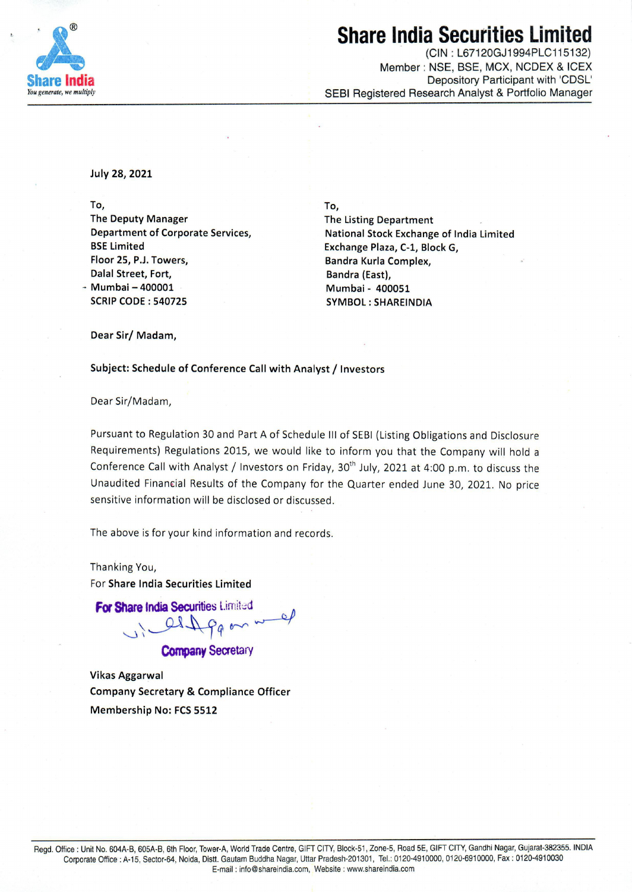# Share India Securities Limited

(CIN : L67120GJ1994PLC115132)
Member : NSE, BSE, MCX, NCDEX & ICEX
Depository Participant with 'CDSL'
SEBI Registered Research Analyst & Portfolio Manager

**July 28, 2021**

To,
The Deputy Manager
Department of Corporate Services,
BSE Limited
Floor 25, P.J. Towers,
Dalal Street, Fort,
Mumbai – 400001
SCRIP CODE : 540725

To,
The Listing Department
National Stock Exchange of India Limited
Exchange Plaza, C-1, Block G,
Bandra Kurla Complex,
Bandra (East),
Mumbai - 400051
SYMBOL : SHAREINDIA

Dear Sir/ Madam,

**Subject: Schedule of Conference Call with Analyst / Investors**

Dear Sir/Madam,

Pursuant to Regulation 30 and Part A of Schedule III of SEBI (Listing Obligations and Disclosure Requirements) Regulations 2015, we would like to inform you that the Company will hold a Conference Call with Analyst / Investors on Friday, 30th July, 2021 at 4:00 p.m. to discuss the Unaudited Financial Results of the Company for the Quarter ended June 30, 2021. No price sensitive information will be disclosed or discussed.

The above is for your kind information and records.

Thanking You,
For **Share India Securities Limited**

For Share India Securities Limited
Company Secretary

Vikas Aggarwal
Company Secretary & Compliance Officer
Membership No: FCS 5512

Regd. Office : Unit No. 604A-B, 605A-B, 6th Floor, Tower-A, World Trade Centre, GIFT CITY, Block-51, Zone-5, Road 5E, GIFT CITY, Gandhi Nagar, Gujarat-382355. INDIA
Corporate Office : A-15, Sector-64, Noida, Distt. Gautam Buddha Nagar, Uttar Pradesh-201301, Tel.: 0120-4910000, 0120-6910000, Fax : 0120-4910030
E-mail : info@shareindia.com, Website : www.shareindia.com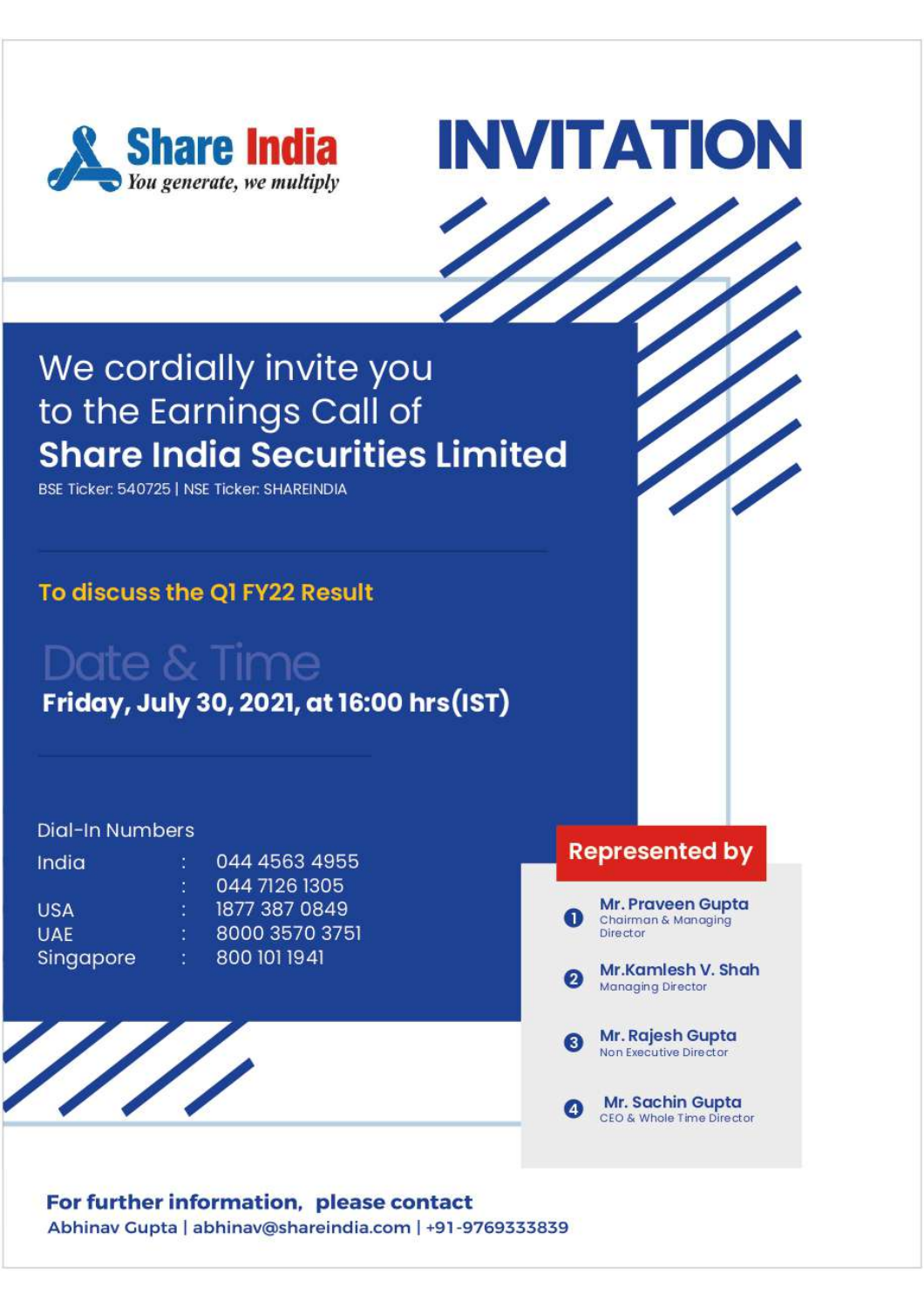**Share India**

*You generate, we multiply*

# INVITATION

We cordially invite you to the Earnings Call of

**Share India Securities Limited**

BSE Ticker: 540725 | NSE Ticker: SHAREINDIA

**To discuss the Q1 FY22 Result**

## Date & Time

**Friday, July 30, 2021, at 16:00 hrs(IST)**

Dial-In Numbers

| | | |
|---|---|---|
| India | : | 044 4563 4955 |
| | : | 044 7126 1305 |
| USA | : | 1877 387 0849 |
| UAE | : | 8000 3570 3751 |
| Singapore | : | 800 101 1941 |

**Represented by**

1. **Mr. Praveen Gupta**
   Chairman & Managing Director
2. **Mr.Kamlesh V. Shah**
   Managing Director
3. **Mr. Rajesh Gupta**
   Non Executive Director
4. **Mr. Sachin Gupta**
   CEO & Whole Time Director

**For further information, please contact**

Abhinav Gupta | abhinav@shareindia.com | +91-9769333839